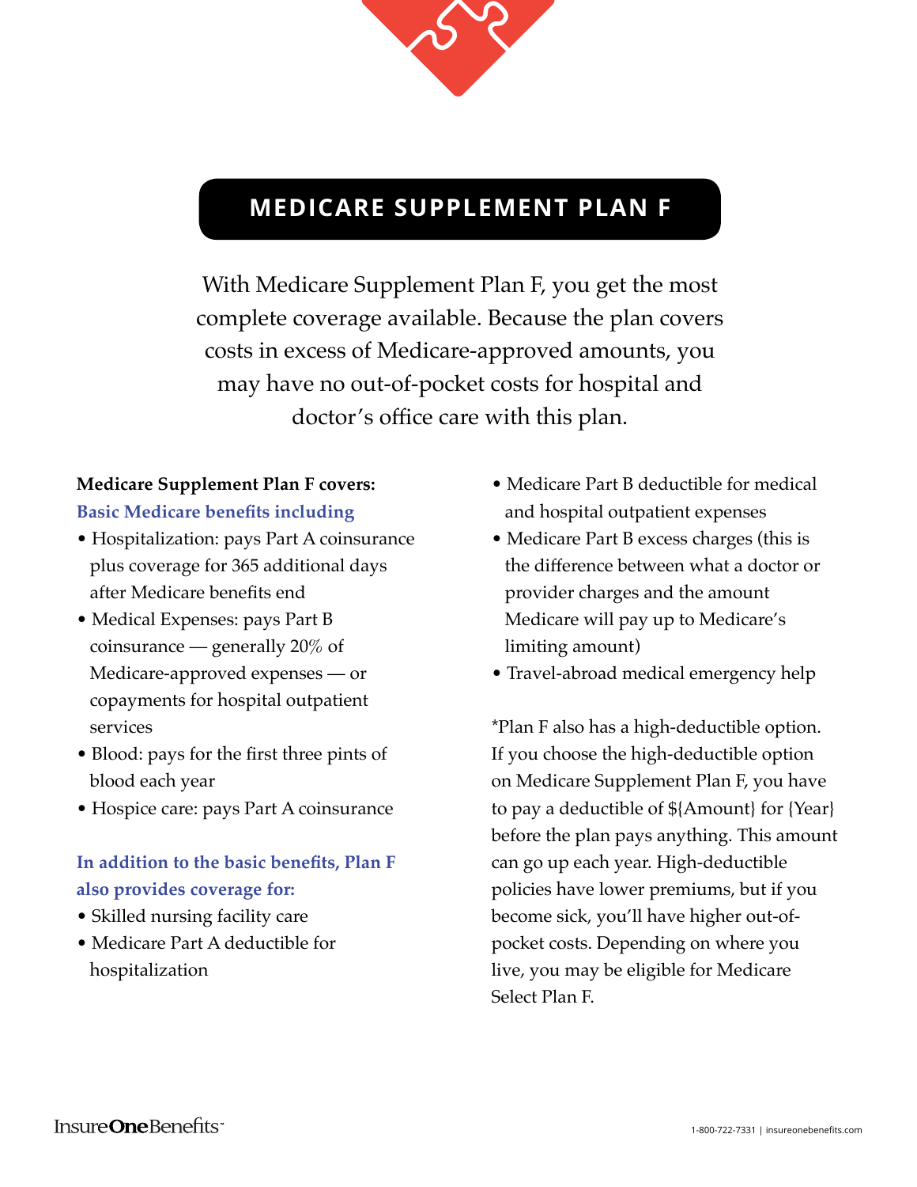# MEDICARE SUPPLEMENT PLAN F

With Medicare Supplement Plan F, you get the most complete coverage available. Because the plan covers costs in excess of Medicare-approved amounts, you may have no out-of-pocket costs for hospital and doctor's office care with this plan.

**Medicare Supplement Plan F covers:**

**Basic Medicare benefits including**

- Hospitalization: pays Part A coinsurance plus coverage for 365 additional days after Medicare benefits end
- Medical Expenses: pays Part B coinsurance — generally 20% of Medicare-approved expenses — or copayments for hospital outpatient services
- Blood: pays for the first three pints of blood each year
- Hospice care: pays Part A coinsurance

**In addition to the basic benefits, Plan F also provides coverage for:**

- Skilled nursing facility care
- Medicare Part A deductible for hospitalization
- Medicare Part B deductible for medical and hospital outpatient expenses
- Medicare Part B excess charges (this is the difference between what a doctor or provider charges and the amount Medicare will pay up to Medicare's limiting amount)
- Travel-abroad medical emergency help

*Plan F also has a high-deductible option. If you choose the high-deductible option on Medicare Supplement Plan F, you have to pay a deductible of ${Amount} for {Year} before the plan pays anything. This amount can go up each year. High-deductible policies have lower premiums, but if you become sick, you'll have higher out-of-pocket costs. Depending on where you live, you may be eligible for Medicare Select Plan F.

InsureOneBenefits

1-800-722-7331 | insureonebenefits.com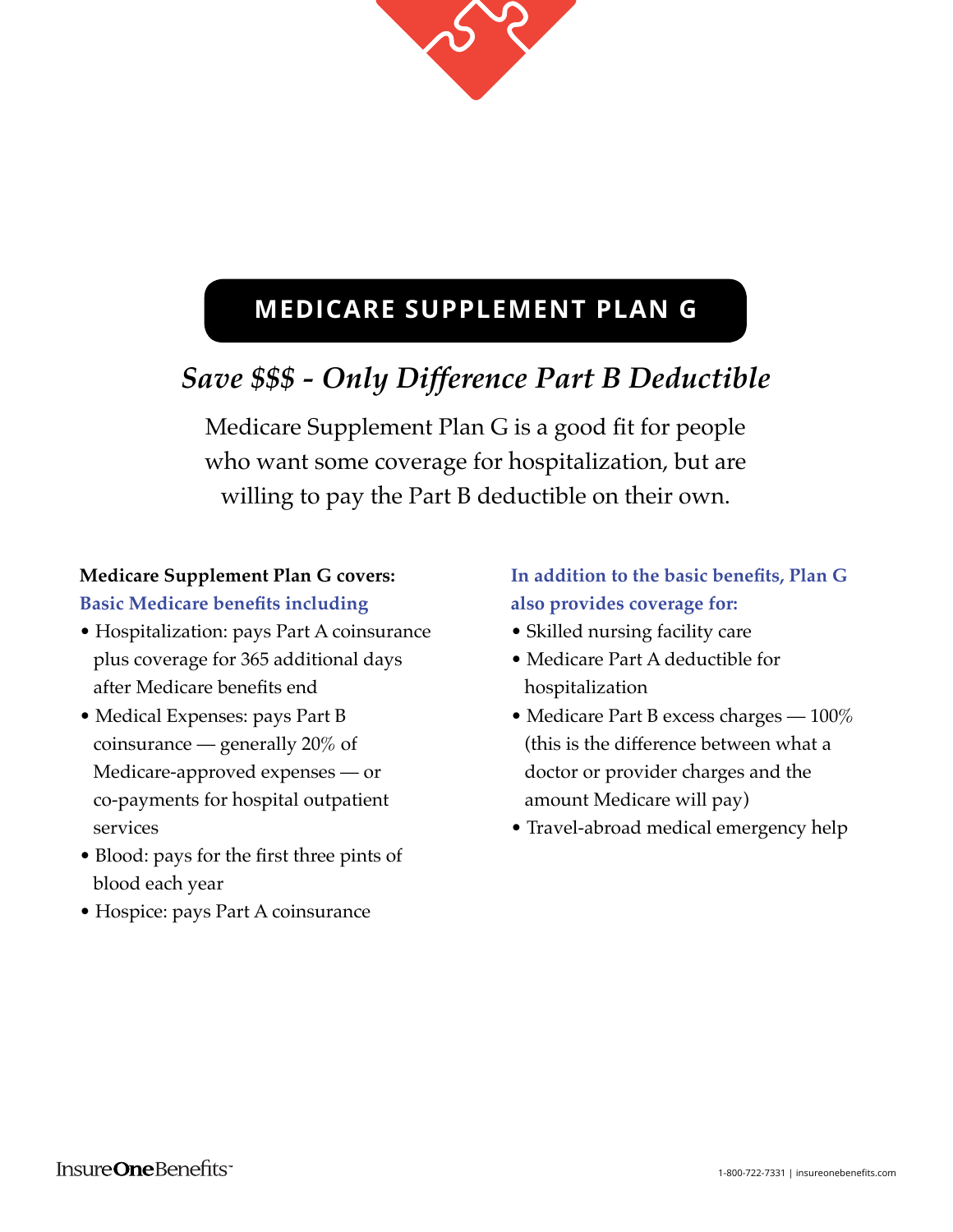# MEDICARE SUPPLEMENT PLAN G

## *Save $$$ - Only Difference Part B Deductible*

Medicare Supplement Plan G is a good fit for people who want some coverage for hospitalization, but are willing to pay the Part B deductible on their own.

**Medicare Supplement Plan G covers:**

**Basic Medicare benefits including**

- Hospitalization: pays Part A coinsurance plus coverage for 365 additional days after Medicare benefits end
- Medical Expenses: pays Part B coinsurance — generally 20% of Medicare-approved expenses — or co-payments for hospital outpatient services
- Blood: pays for the first three pints of blood each year
- Hospice: pays Part A coinsurance

**In addition to the basic benefits, Plan G also provides coverage for:**

- Skilled nursing facility care
- Medicare Part A deductible for hospitalization
- Medicare Part B excess charges — 100% (this is the difference between what a doctor or provider charges and the amount Medicare will pay)
- Travel-abroad medical emergency help

InsureOneBenefits

1-800-722-7331 | insureonebenefits.com